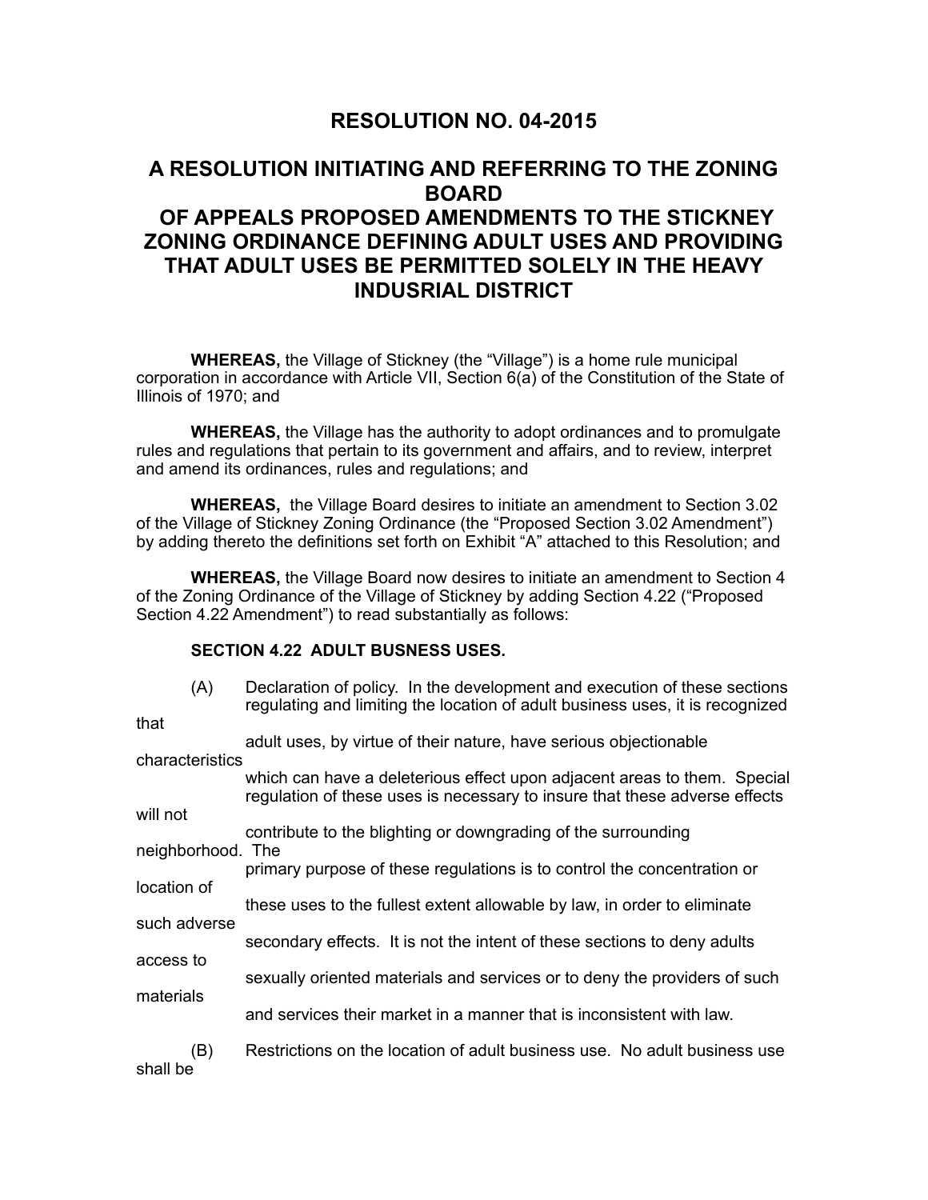# RESOLUTION NO. 04-2015

## A RESOLUTION INITIATING AND REFERRING TO THE ZONING BOARD OF APPEALS PROPOSED AMENDMENTS TO THE STICKNEY ZONING ORDINANCE DEFINING ADULT USES AND PROVIDING THAT ADULT USES BE PERMITTED SOLELY IN THE HEAVY INDUSRIAL DISTRICT

**WHEREAS,** the Village of Stickney (the "Village") is a home rule municipal corporation in accordance with Article VII, Section 6(a) of the Constitution of the State of Illinois of 1970; and

**WHEREAS,** the Village has the authority to adopt ordinances and to promulgate rules and regulations that pertain to its government and affairs, and to review, interpret and amend its ordinances, rules and regulations; and

**WHEREAS,** the Village Board desires to initiate an amendment to Section 3.02 of the Village of Stickney Zoning Ordinance (the "Proposed Section 3.02 Amendment") by adding thereto the definitions set forth on Exhibit "A" attached to this Resolution; and

**WHEREAS,** the Village Board now desires to initiate an amendment to Section 4 of the Zoning Ordinance of the Village of Stickney by adding Section 4.22 ("Proposed Section 4.22 Amendment") to read substantially as follows:

**SECTION 4.22 ADULT BUSNESS USES.**

(A) Declaration of policy. In the development and execution of these sections regulating and limiting the location of adult business uses, it is recognized that adult uses, by virtue of their nature, have serious objectionable characteristics which can have a deleterious effect upon adjacent areas to them. Special regulation of these uses is necessary to insure that these adverse effects will not contribute to the blighting or downgrading of the surrounding neighborhood. The primary purpose of these regulations is to control the concentration or location of these uses to the fullest extent allowable by law, in order to eliminate such adverse secondary effects. It is not the intent of these sections to deny adults access to sexually oriented materials and services or to deny the providers of such materials and services their market in a manner that is inconsistent with law.

(B) Restrictions on the location of adult business use. No adult business use shall be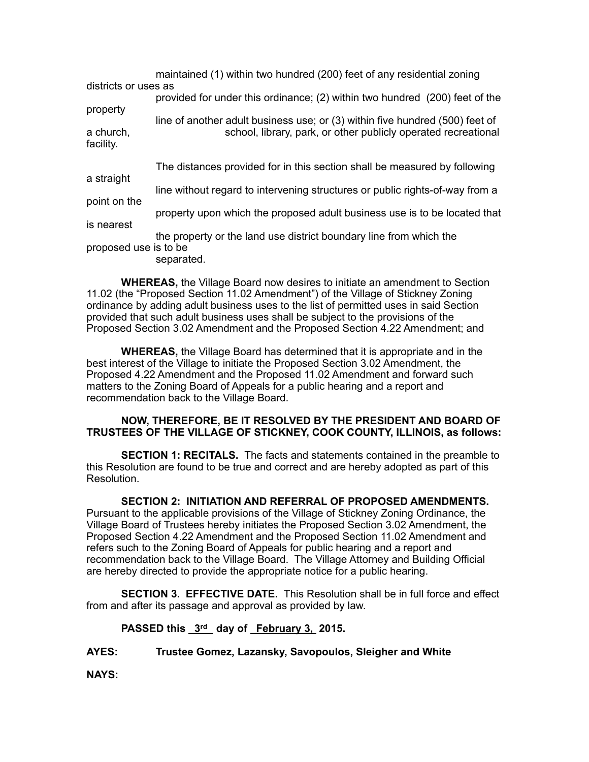maintained (1) within two hundred (200) feet of any residential zoning districts or uses as provided for under this ordinance; (2) within two hundred (200) feet of the property line of another adult business use; or (3) within five hundred (500) feet of a church, school, library, park, or other publicly operated recreational facility.

The distances provided for in this section shall be measured by following a straight line without regard to intervening structures or public rights-of-way from a point on the property upon which the proposed adult business use is to be located that is nearest the property or the land use district boundary line from which the proposed use is to be separated.

**WHEREAS,** the Village Board now desires to initiate an amendment to Section 11.02 (the "Proposed Section 11.02 Amendment") of the Village of Stickney Zoning ordinance by adding adult business uses to the list of permitted uses in said Section provided that such adult business uses shall be subject to the provisions of the Proposed Section 3.02 Amendment and the Proposed Section 4.22 Amendment; and

**WHEREAS,** the Village Board has determined that it is appropriate and in the best interest of the Village to initiate the Proposed Section 3.02 Amendment, the Proposed 4.22 Amendment and the Proposed 11.02 Amendment and forward such matters to the Zoning Board of Appeals for a public hearing and a report and recommendation back to the Village Board.

**NOW, THEREFORE, BE IT RESOLVED BY THE PRESIDENT AND BOARD OF TRUSTEES OF THE VILLAGE OF STICKNEY, COOK COUNTY, ILLINOIS, as follows:**

**SECTION 1: RECITALS.** The facts and statements contained in the preamble to this Resolution are found to be true and correct and are hereby adopted as part of this Resolution.

**SECTION 2: INITIATION AND REFERRAL OF PROPOSED AMENDMENTS.** Pursuant to the applicable provisions of the Village of Stickney Zoning Ordinance, the Village Board of Trustees hereby initiates the Proposed Section 3.02 Amendment, the Proposed Section 4.22 Amendment and the Proposed Section 11.02 Amendment and refers such to the Zoning Board of Appeals for public hearing and a report and recommendation back to the Village Board. The Village Attorney and Building Official are hereby directed to provide the appropriate notice for a public hearing.

**SECTION 3. EFFECTIVE DATE.** This Resolution shall be in full force and effect from and after its passage and approval as provided by law.

**PASSED this 3rd day of February 3, 2015.**

**AYES: Trustee Gomez, Lazansky, Savopoulos, Sleigher and White**

**NAYS:**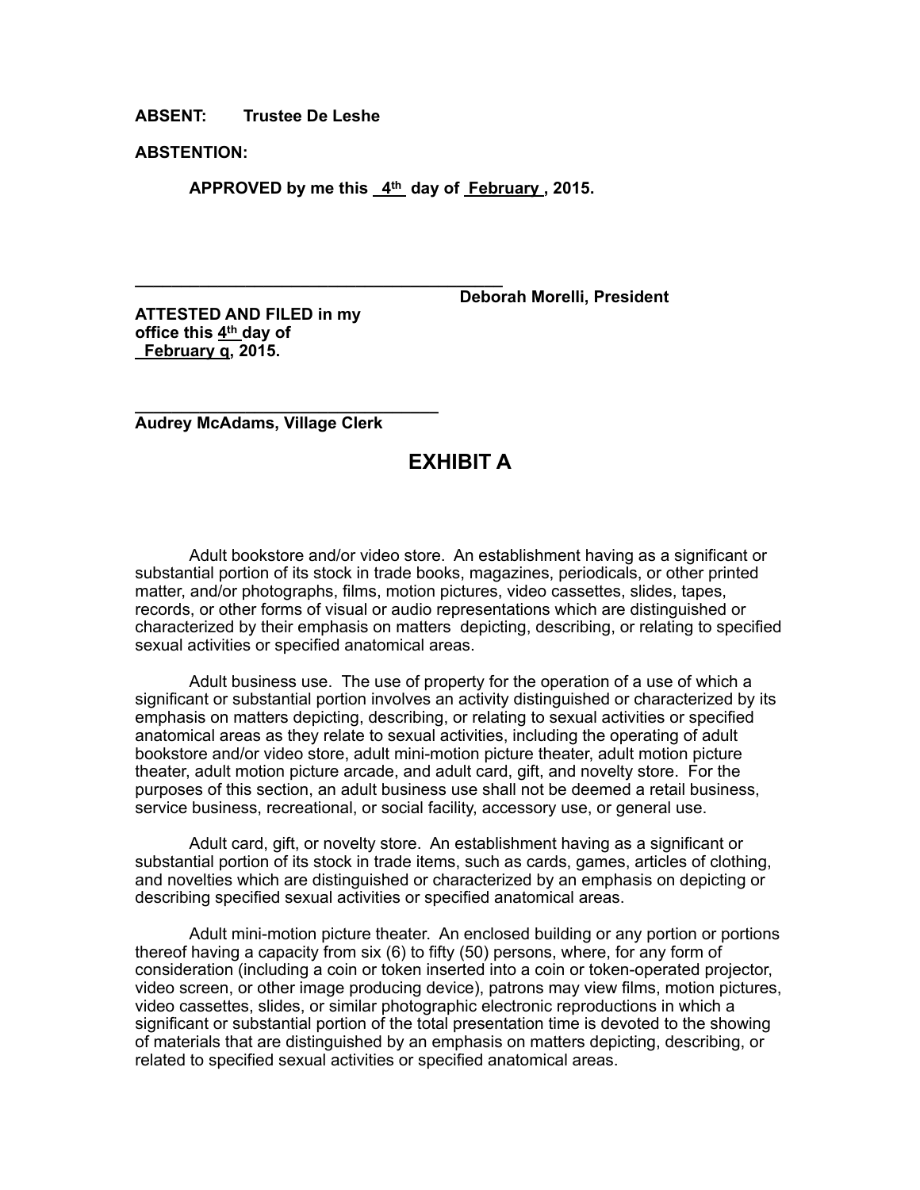**ABSENT:** **Trustee De Leshe**

**ABSTENTION:**

**APPROVED by me this 4th day of February , 2015.**

\_\_\_\_\_\_\_\_\_\_\_\_\_\_\_\_\_\_\_\_\_\_\_\_\_\_\_\_\_\_\_\_\_\_\_\_\_\_\_\_

**Deborah Morelli, President**

**ATTESTED AND FILED in my office this 4th day of February q, 2015.**

\_\_\_\_\_\_\_\_\_\_\_\_\_\_\_\_\_\_\_\_\_\_\_\_\_\_\_\_\_\_\_\_\_\_

**Audrey McAdams, Village Clerk**

# EXHIBIT A

Adult bookstore and/or video store. An establishment having as a significant or substantial portion of its stock in trade books, magazines, periodicals, or other printed matter, and/or photographs, films, motion pictures, video cassettes, slides, tapes, records, or other forms of visual or audio representations which are distinguished or characterized by their emphasis on matters depicting, describing, or relating to specified sexual activities or specified anatomical areas.

Adult business use. The use of property for the operation of a use of which a significant or substantial portion involves an activity distinguished or characterized by its emphasis on matters depicting, describing, or relating to sexual activities or specified anatomical areas as they relate to sexual activities, including the operating of adult bookstore and/or video store, adult mini-motion picture theater, adult motion picture theater, adult motion picture arcade, and adult card, gift, and novelty store. For the purposes of this section, an adult business use shall not be deemed a retail business, service business, recreational, or social facility, accessory use, or general use.

Adult card, gift, or novelty store. An establishment having as a significant or substantial portion of its stock in trade items, such as cards, games, articles of clothing, and novelties which are distinguished or characterized by an emphasis on depicting or describing specified sexual activities or specified anatomical areas.

Adult mini-motion picture theater. An enclosed building or any portion or portions thereof having a capacity from six (6) to fifty (50) persons, where, for any form of consideration (including a coin or token inserted into a coin or token-operated projector, video screen, or other image producing device), patrons may view films, motion pictures, video cassettes, slides, or similar photographic electronic reproductions in which a significant or substantial portion of the total presentation time is devoted to the showing of materials that are distinguished by an emphasis on matters depicting, describing, or related to specified sexual activities or specified anatomical areas.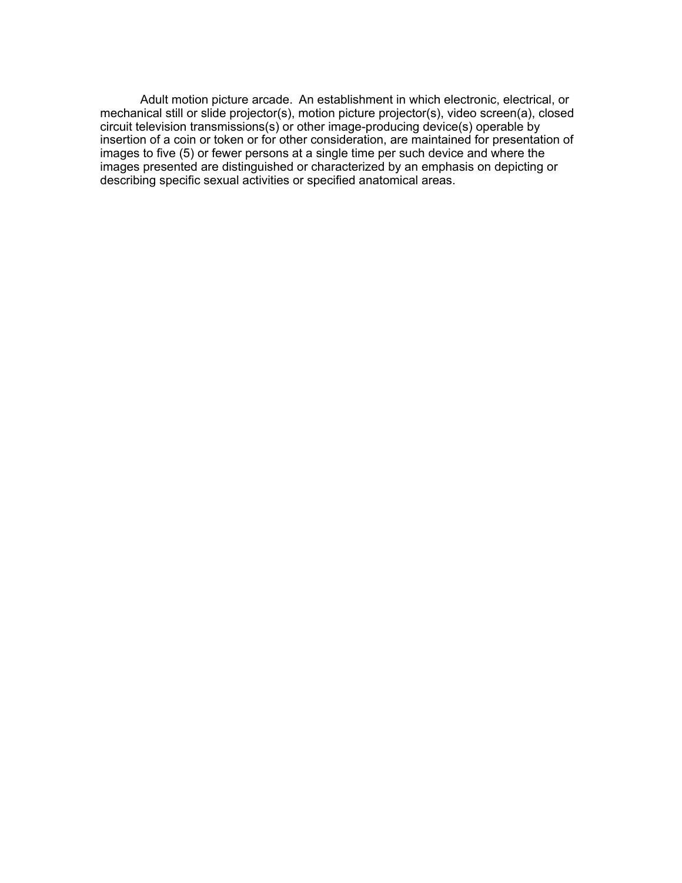Adult motion picture arcade. An establishment in which electronic, electrical, or mechanical still or slide projector(s), motion picture projector(s), video screen(a), closed circuit television transmissions(s) or other image-producing device(s) operable by insertion of a coin or token or for other consideration, are maintained for presentation of images to five (5) or fewer persons at a single time per such device and where the images presented are distinguished or characterized by an emphasis on depicting or describing specific sexual activities or specified anatomical areas.